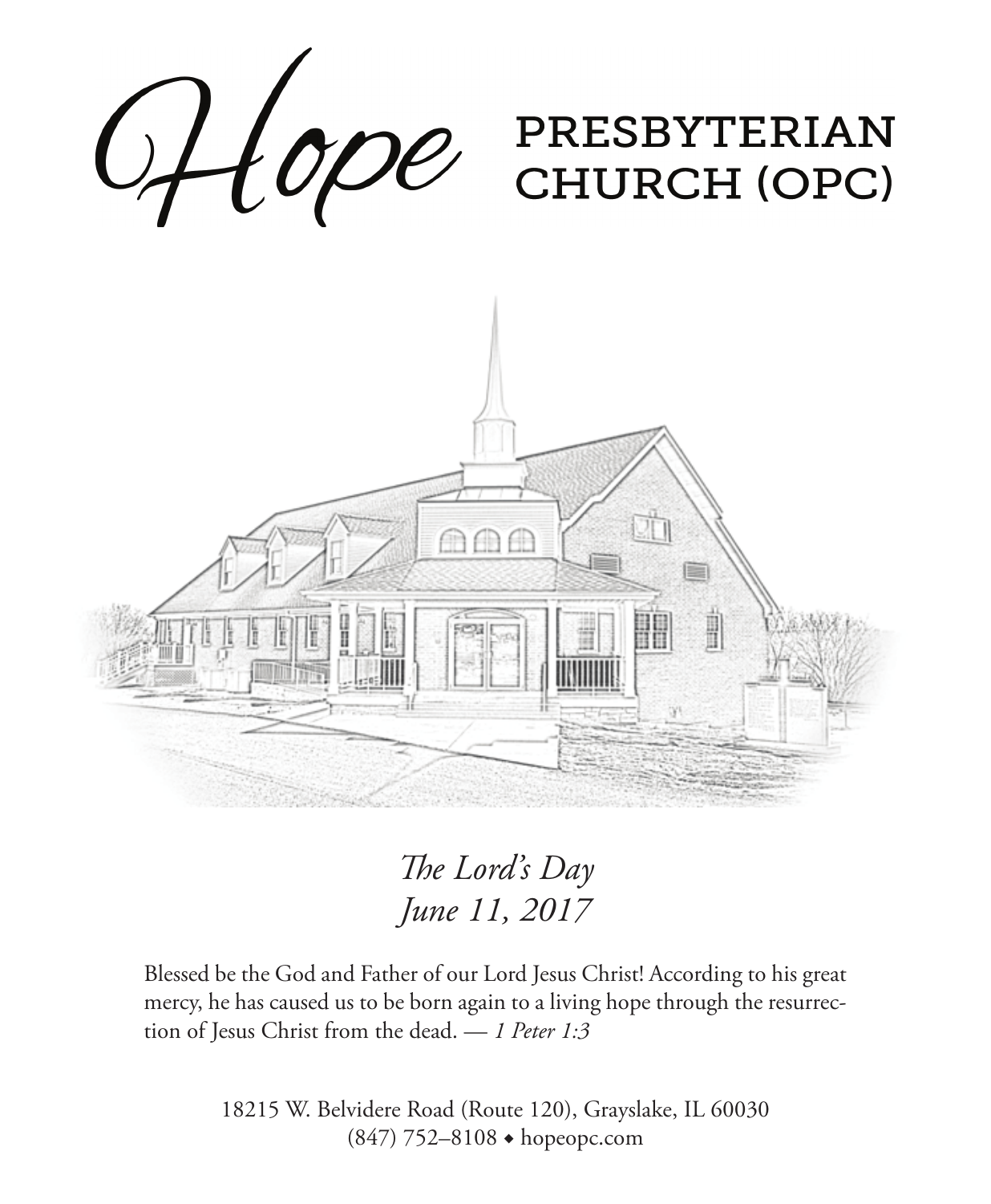# Hope PRESBYTERIAN CHURCH (OPC)

*The Lord's Day*
*June 11, 2017*

Blessed be the God and Father of our Lord Jesus Christ! According to his great mercy, he has caused us to be born again to a living hope through the resurrection of Jesus Christ from the dead. — *1 Peter 1:3*

18215 W. Belvidere Road (Route 120), Grayslake, IL 60030
(847) 752–8108 ◆ hopeopc.com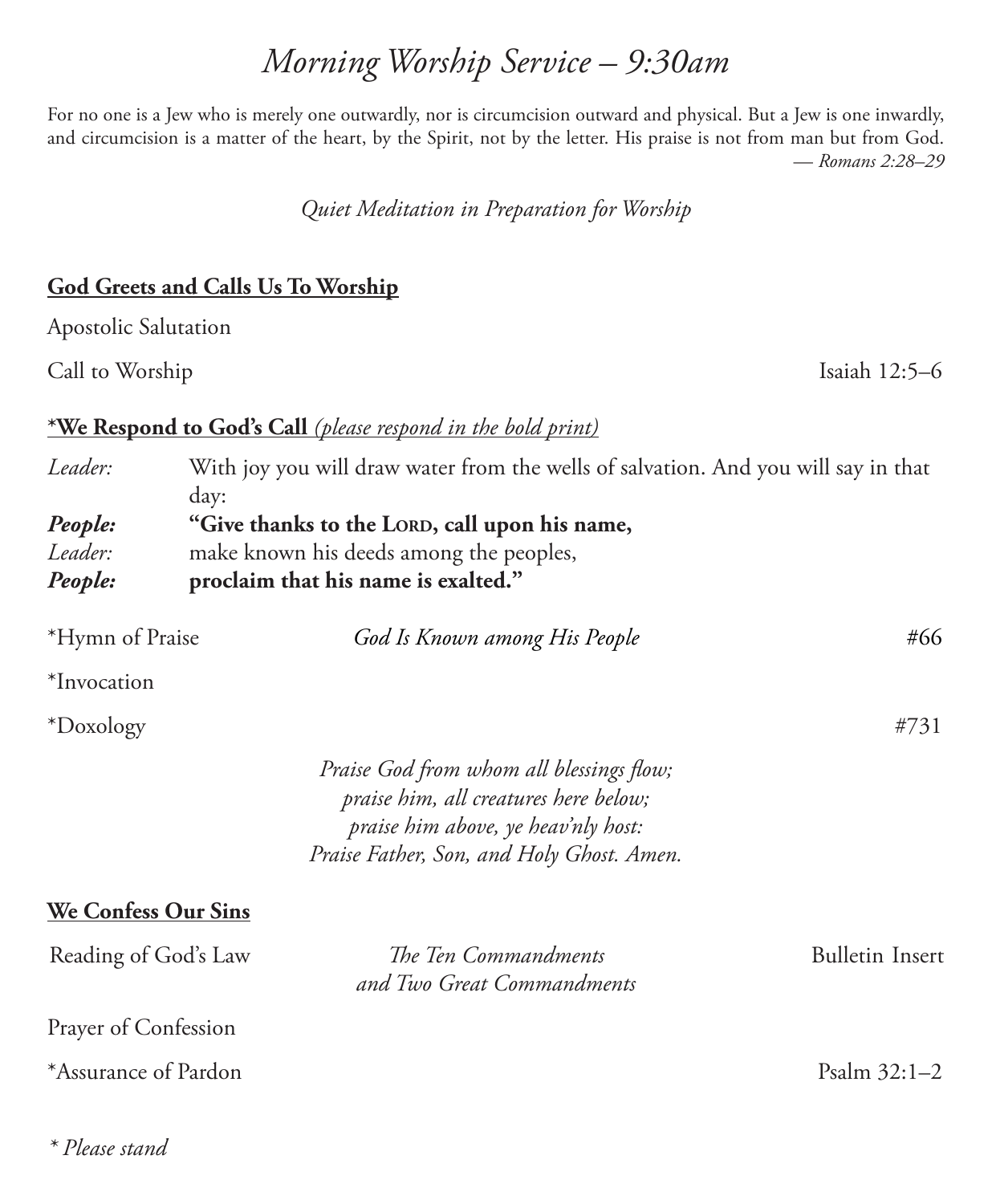# *Morning Worship Service – 9:30am*

For no one is a Jew who is merely one outwardly, nor is circumcision outward and physical. But a Jew is one inwardly, and circumcision is a matter of the heart, by the Spirit, not by the letter. His praise is not from man but from God.
*— Romans 2:28–29*

*Quiet Meditation in Preparation for Worship*

**God Greets and Calls Us To Worship**

Apostolic Salutation

Call to Worship — Isaiah 12:5–6

***We Respond to God's Call** *(please respond in the bold print)*

*Leader:* With joy you will draw water from the wells of salvation. And you will say in that day:
***People:*** **"Give thanks to the LORD, call upon his name,**
*Leader:* make known his deeds among the peoples,
***People:*** **proclaim that his name is exalted."**

*Hymn of Praise — *God Is Known among His People* — #66

*Invocation

*Doxology — #731

*Praise God from whom all blessings flow;*
*praise him, all creatures here below;*
*praise him above, ye heav'nly host:*
*Praise Father, Son, and Holy Ghost. Amen.*

**We Confess Our Sins**

Reading of God's Law — *The Ten Commandments and Two Great Commandments* — Bulletin Insert

Prayer of Confession

*Assurance of Pardon — Psalm 32:1–2

*\* Please stand*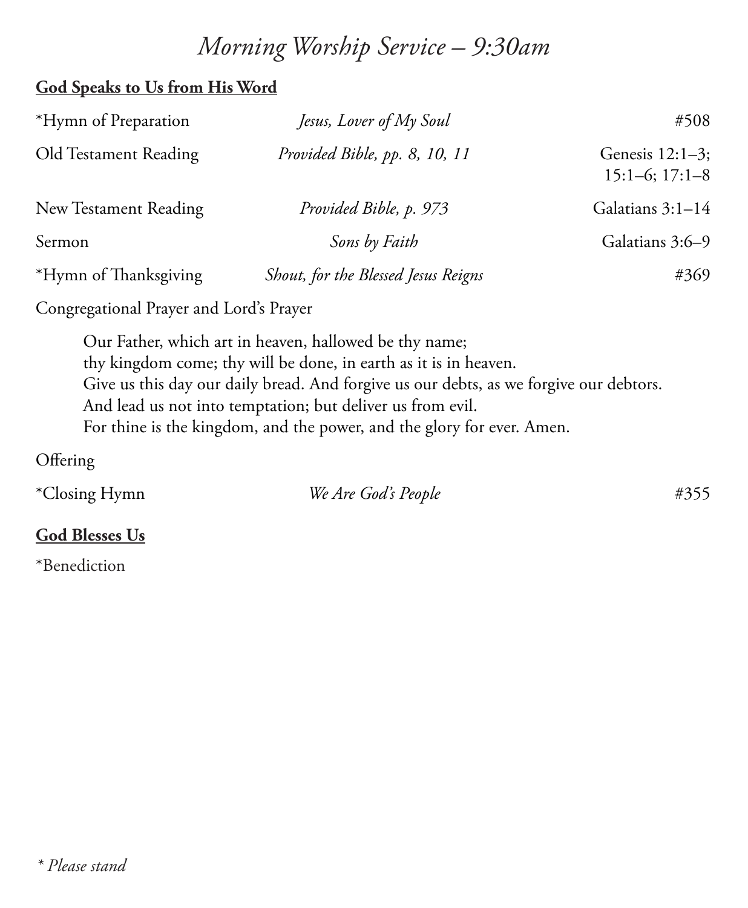# *Morning Worship Service – 9:30am*

**God Speaks to Us from His Word**

| | | |
|---|---|---|
| *Hymn of Preparation | *Jesus, Lover of My Soul* | #508 |
| Old Testament Reading | *Provided Bible, pp. 8, 10, 11* | Genesis 12:1–3; 15:1–6; 17:1–8 |
| New Testament Reading | *Provided Bible, p. 973* | Galatians 3:1–14 |
| Sermon | *Sons by Faith* | Galatians 3:6–9 |
| *Hymn of Thanksgiving | *Shout, for the Blessed Jesus Reigns* | #369 |

Congregational Prayer and Lord's Prayer

> Our Father, which art in heaven, hallowed be thy name;
> thy kingdom come; thy will be done, in earth as it is in heaven.
> Give us this day our daily bread. And forgive us our debts, as we forgive our debtors.
> And lead us not into temptation; but deliver us from evil.
> For thine is the kingdom, and the power, and the glory for ever. Amen.

Offering

| | | |
|---|---|---|
| *Closing Hymn | *We Are God's People* | #355 |

**God Blesses Us**

*Benediction

*\* Please stand*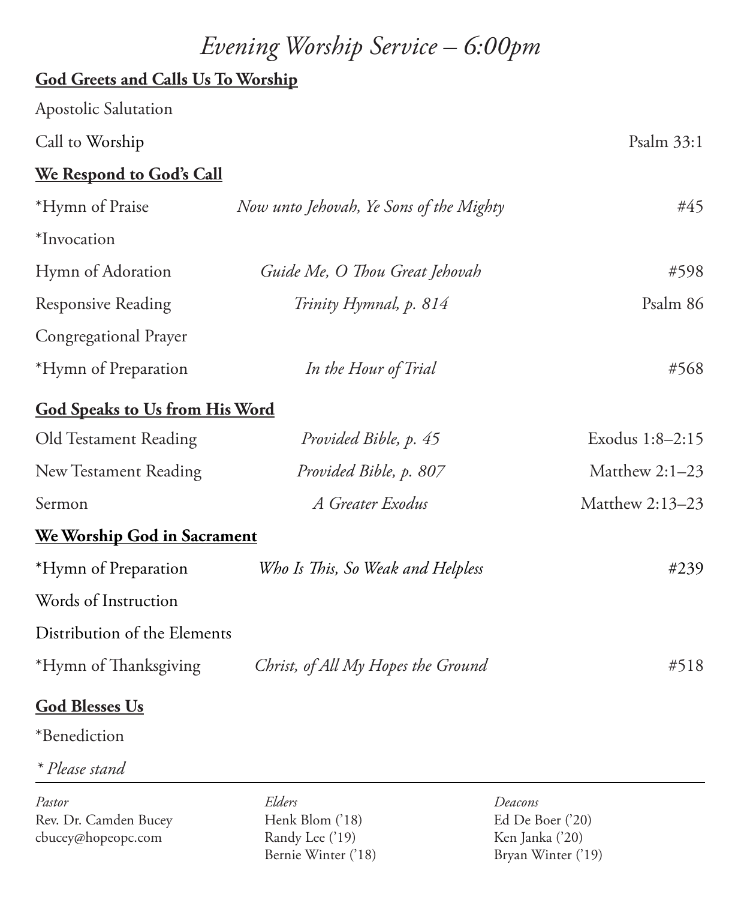# *Evening Worship Service – 6:00pm*

**God Greets and Calls Us To Worship**

| | | |
|---|---|---|
| Apostolic Salutation | | |
| Call to Worship | | Psalm 33:1 |

**We Respond to God's Call**

| | | |
|---|---|---|
| *Hymn of Praise | *Now unto Jehovah, Ye Sons of the Mighty* | #45 |
| *Invocation | | |
| Hymn of Adoration | *Guide Me, O Thou Great Jehovah* | #598 |
| Responsive Reading | *Trinity Hymnal, p. 814* | Psalm 86 |
| Congregational Prayer | | |
| *Hymn of Preparation | *In the Hour of Trial* | #568 |

**God Speaks to Us from His Word**

| | | |
|---|---|---|
| Old Testament Reading | *Provided Bible, p. 45* | Exodus 1:8–2:15 |
| New Testament Reading | *Provided Bible, p. 807* | Matthew 2:1–23 |
| Sermon | *A Greater Exodus* | Matthew 2:13–23 |

**We Worship God in Sacrament**

| | | |
|---|---|---|
| *Hymn of Preparation | *Who Is This, So Weak and Helpless* | #239 |
| Words of Instruction | | |
| Distribution of the Elements | | |
| *Hymn of Thanksgiving | *Christ, of All My Hopes the Ground* | #518 |

**God Blesses Us**

*Benediction

*\* Please stand*

---

*Pastor*
Rev. Dr. Camden Bucey
cbucey@hopeopc.com

*Elders*
Henk Blom ('18)
Randy Lee ('19)
Bernie Winter ('18)

*Deacons*
Ed De Boer ('20)
Ken Janka ('20)
Bryan Winter ('19)